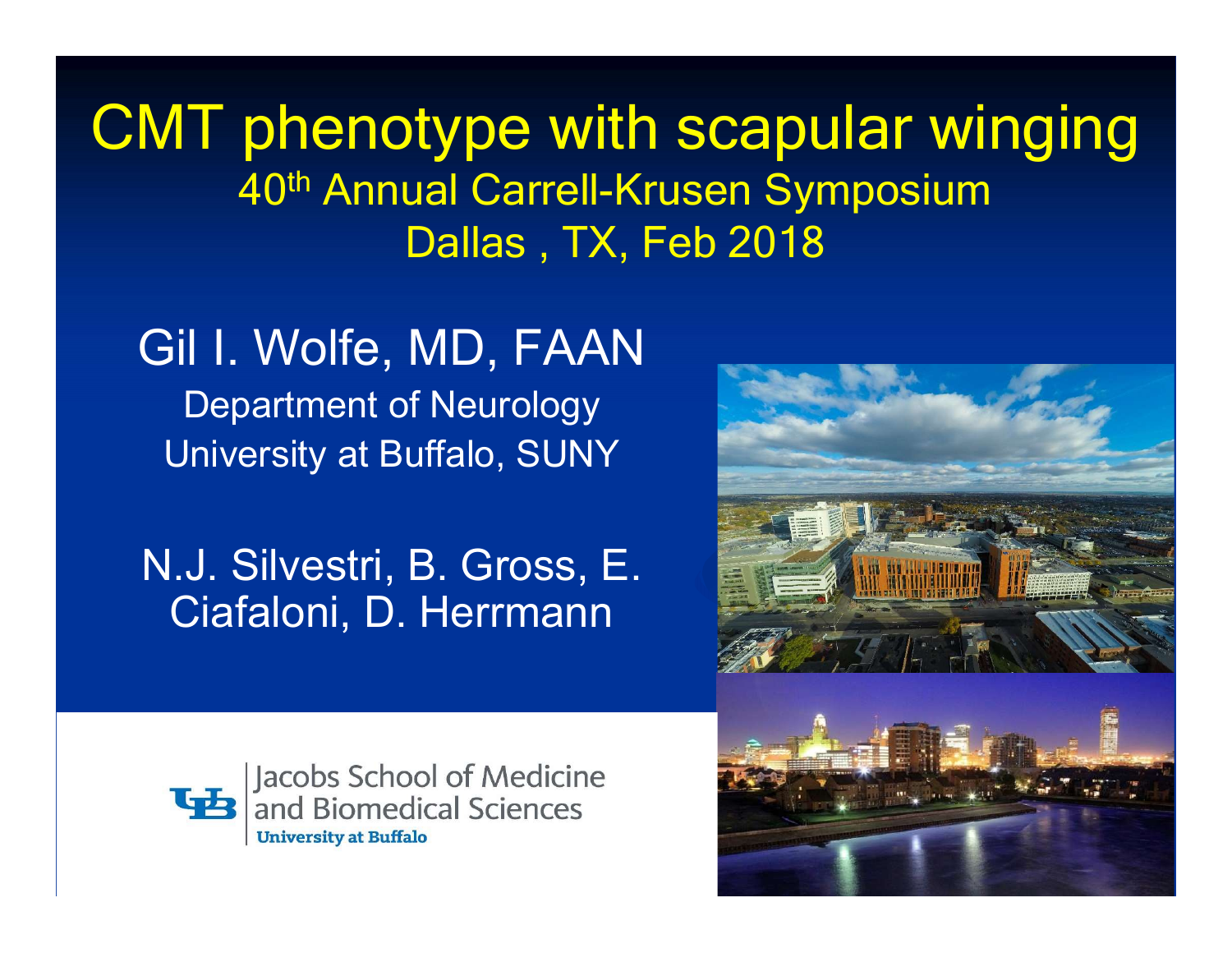# CMT phenotype with scapular winging

40th Annual Carrell-Krusen Symposium

Dallas , TX, Feb 2018

Gil I. Wolfe, MD, FAAN

Department of Neurology

University at Buffalo, SUNY

N.J. Silvestri, B. Gross, E. Ciafaloni, D. Herrmann

Jacobs School of Medicine and Biomedical Sciences

University at Buffalo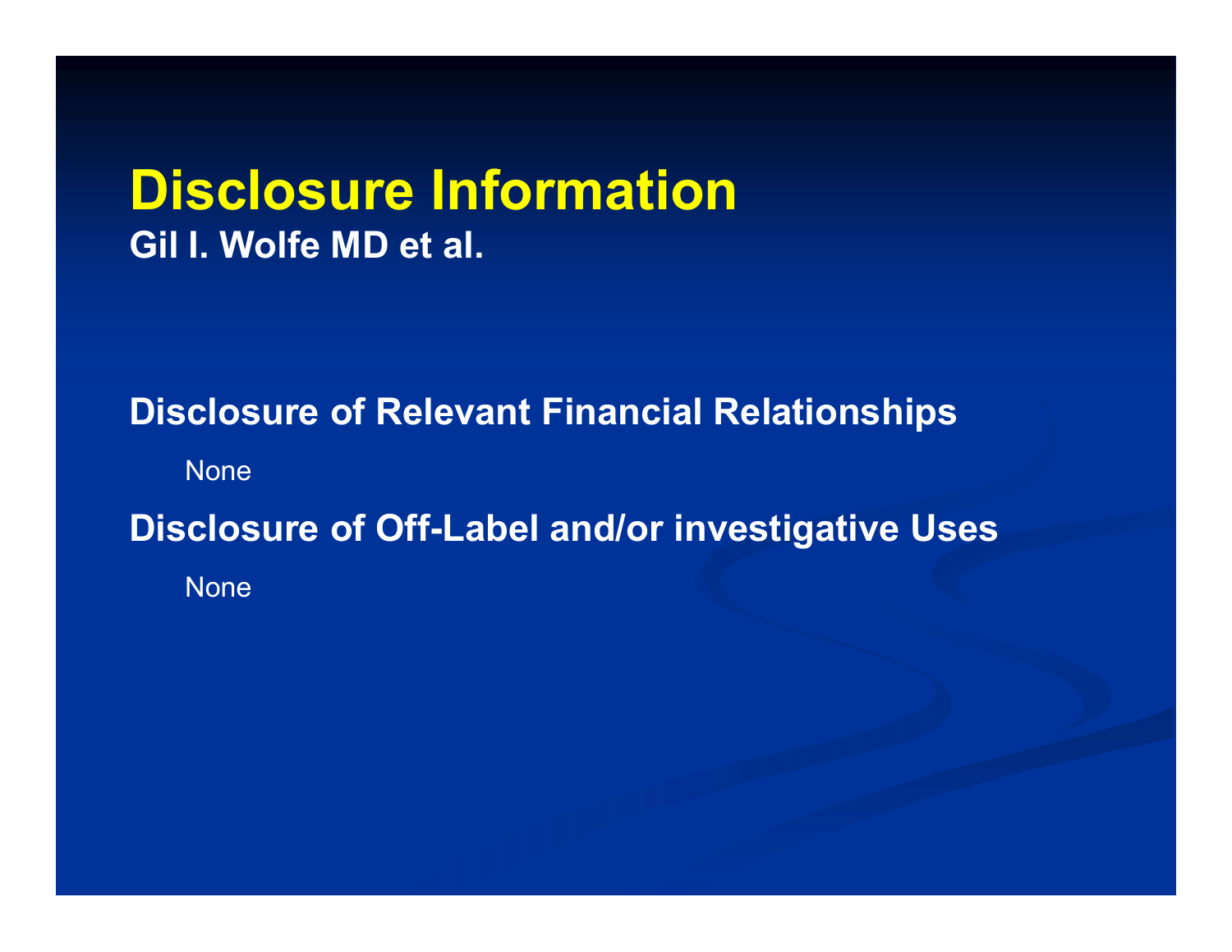# Disclosure Information

**Gil I. Wolfe MD et al.**

**Disclosure of Relevant Financial Relationships**

None

**Disclosure of Off-Label and/or investigative Uses**

None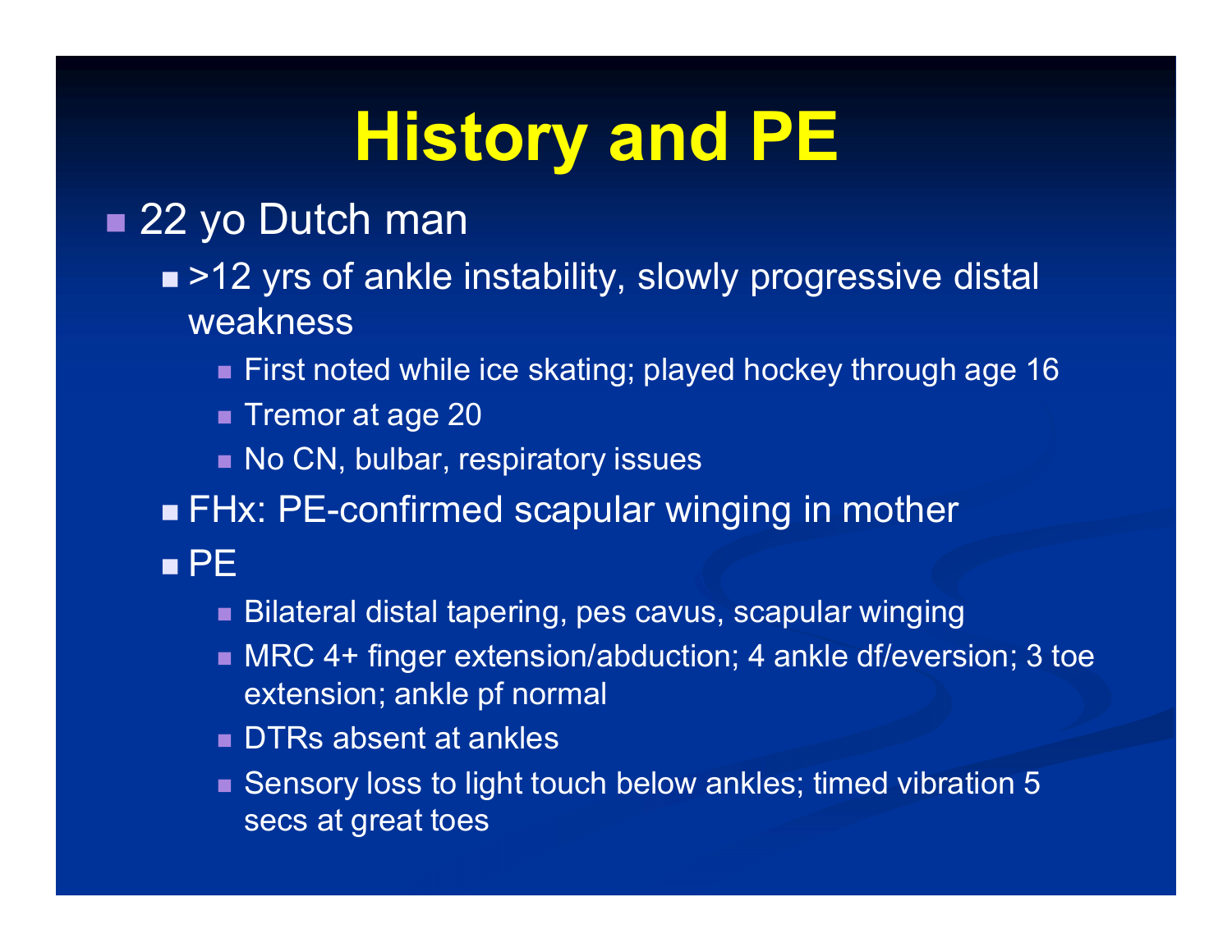# History and PE

- 22 yo Dutch man
  - >12 yrs of ankle instability, slowly progressive distal weakness
    - First noted while ice skating; played hockey through age 16
    - Tremor at age 20
    - No CN, bulbar, respiratory issues
  - FHx: PE-confirmed scapular winging in mother
  - PE
    - Bilateral distal tapering, pes cavus, scapular winging
    - MRC 4+ finger extension/abduction; 4 ankle df/eversion; 3 toe extension; ankle pf normal
    - DTRs absent at ankles
    - Sensory loss to light touch below ankles; timed vibration 5 secs at great toes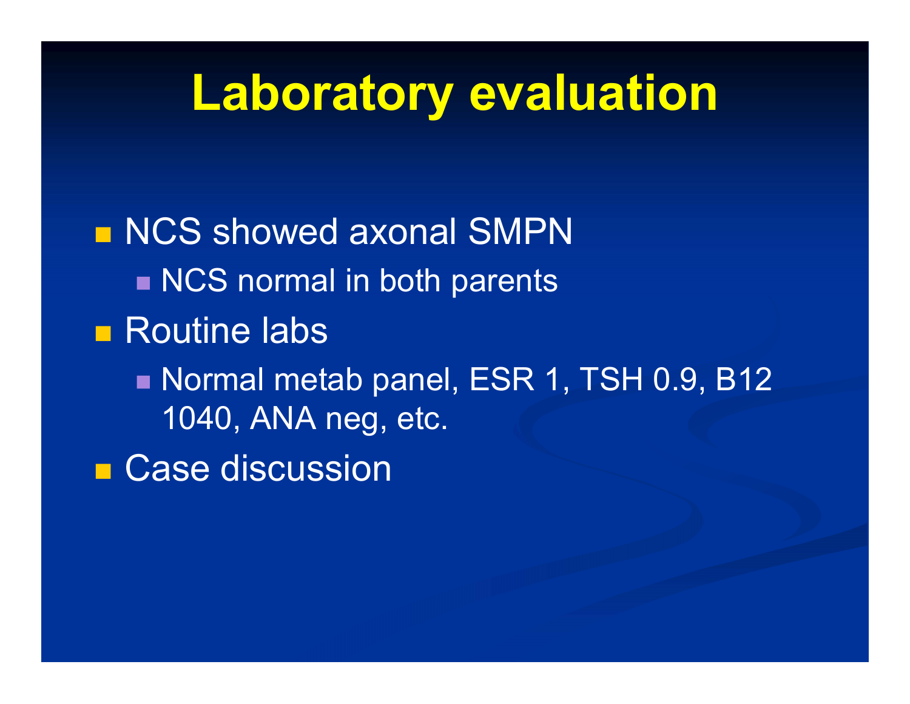# Laboratory evaluation

- NCS showed axonal SMPN
  - NCS normal in both parents
- Routine labs
  - Normal metab panel, ESR 1, TSH 0.9, B12 1040, ANA neg, etc.
- Case discussion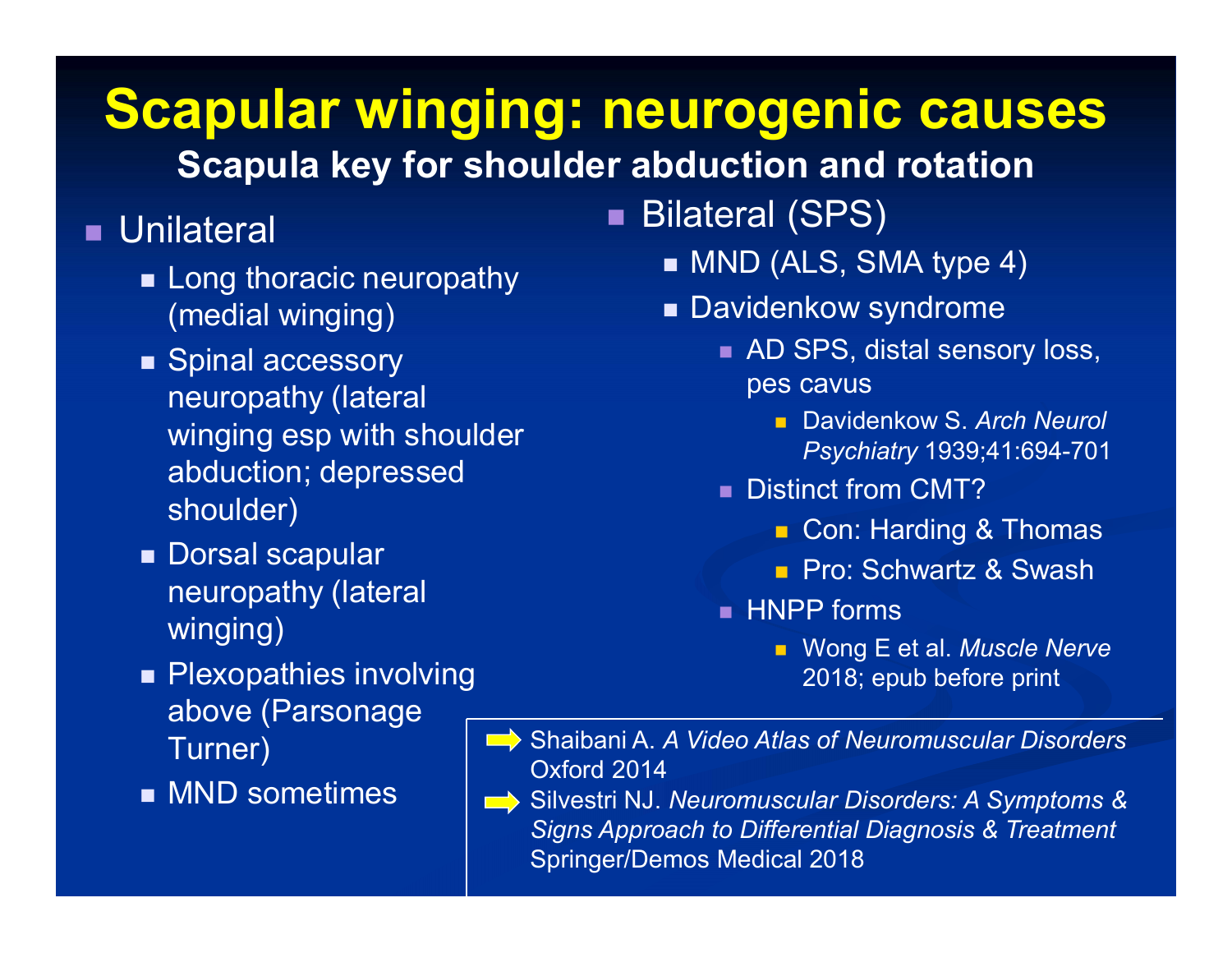# Scapular winging: neurogenic causes

**Scapula key for shoulder abduction and rotation**

- Unilateral
  - Long thoracic neuropathy (medial winging)
  - Spinal accessory neuropathy (lateral winging esp with shoulder abduction; depressed shoulder)
  - Dorsal scapular neuropathy (lateral winging)
  - Plexopathies involving above (Parsonage Turner)
  - MND sometimes

- Bilateral (SPS)
  - MND (ALS, SMA type 4)
  - Davidenkow syndrome
    - AD SPS, distal sensory loss, pes cavus
      - Davidenkow S. *Arch Neurol Psychiatry* 1939;41:694-701
    - Distinct from CMT?
      - Con: Harding & Thomas
      - Pro: Schwartz & Swash
    - HNPP forms
      - Wong E et al. *Muscle Nerve* 2018; epub before print

➡ Shaibani A. *A Video Atlas of Neuromuscular Disorders* Oxford 2014

➡ Silvestri NJ. *Neuromuscular Disorders: A Symptoms & Signs Approach to Differential Diagnosis & Treatment* Springer/Demos Medical 2018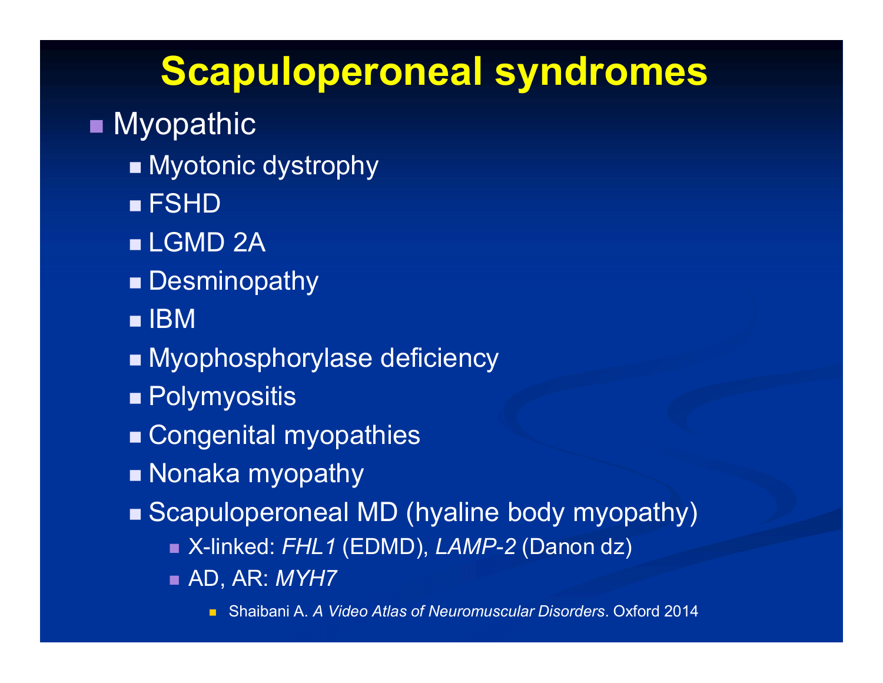# Scapuloperoneal syndromes

- Myopathic
  - Myotonic dystrophy
  - FSHD
  - LGMD 2A
  - Desminopathy
  - IBM
  - Myophosphorylase deficiency
  - Polymyositis
  - Congenital myopathies
  - Nonaka myopathy
  - Scapuloperoneal MD (hyaline body myopathy)
    - X-linked: *FHL1* (EDMD), *LAMP-2* (Danon dz)
    - AD, AR: *MYH7*
      - Shaibani A. *A Video Atlas of Neuromuscular Disorders*. Oxford 2014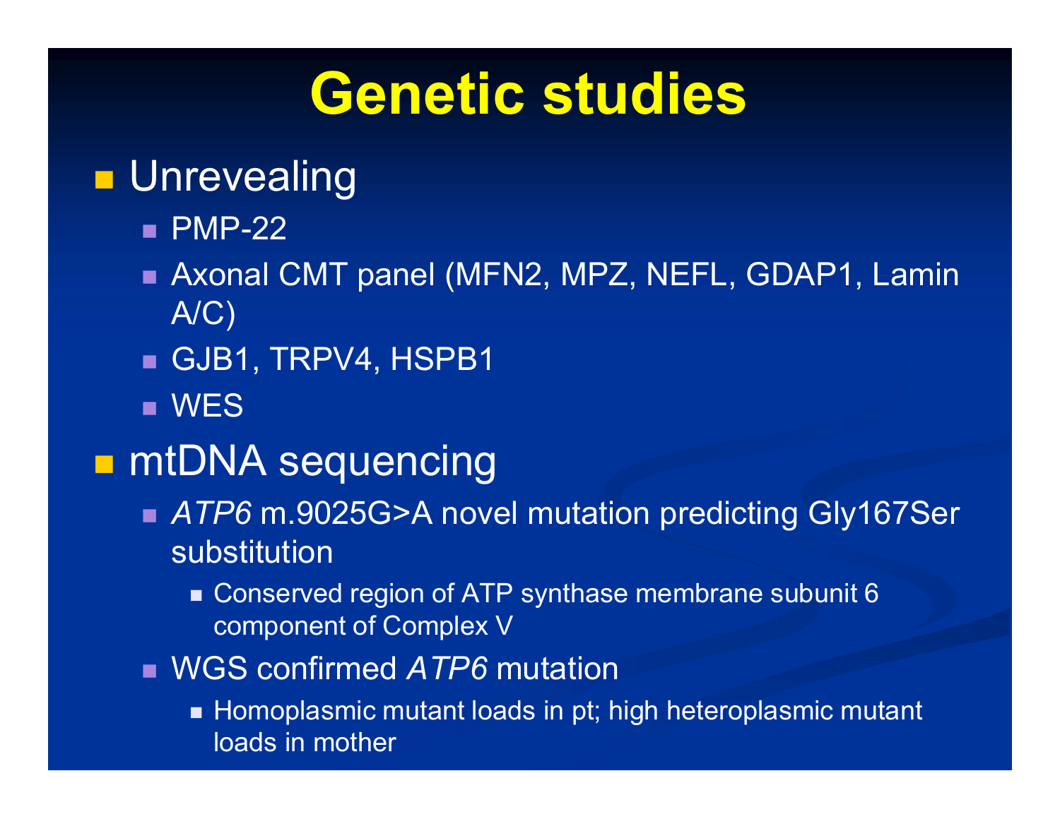# Genetic studies

- Unrevealing
  - PMP-22
  - Axonal CMT panel (MFN2, MPZ, NEFL, GDAP1, Lamin A/C)
  - GJB1, TRPV4, HSPB1
  - WES
- mtDNA sequencing
  - *ATP6* m.9025G>A novel mutation predicting Gly167Ser substitution
    - Conserved region of ATP synthase membrane subunit 6 component of Complex V
  - WGS confirmed *ATP6* mutation
    - Homoplasmic mutant loads in pt; high heteroplasmic mutant loads in mother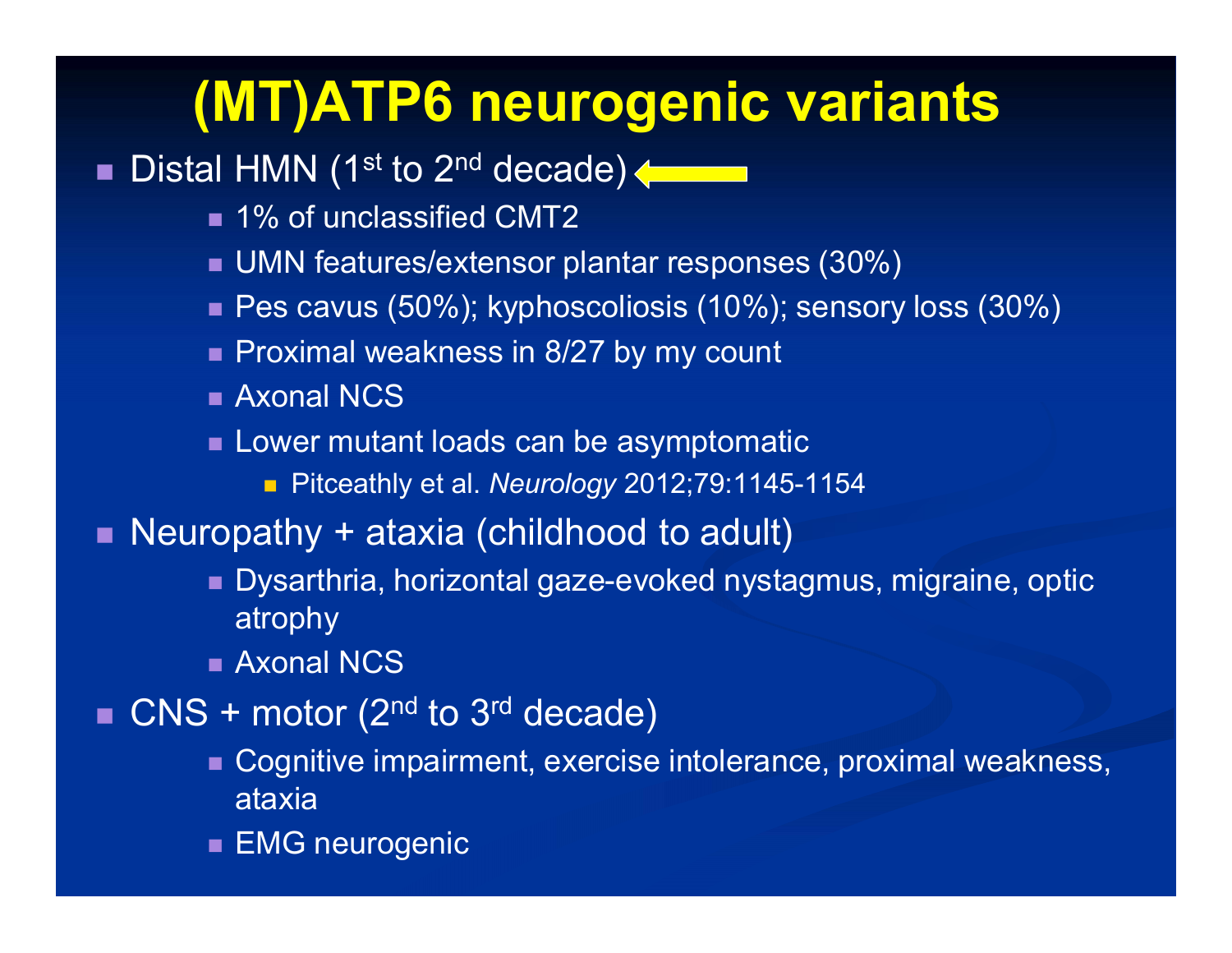# (MT)ATP6 neurogenic variants

- Distal HMN (1st to 2nd decade)
  - 1% of unclassified CMT2
  - UMN features/extensor plantar responses (30%)
  - Pes cavus (50%); kyphoscoliosis (10%); sensory loss (30%)
  - Proximal weakness in 8/27 by my count
  - Axonal NCS
  - Lower mutant loads can be asymptomatic
    - Pitceathly et al. *Neurology* 2012;79:1145-1154
- Neuropathy + ataxia (childhood to adult)
  - Dysarthria, horizontal gaze-evoked nystagmus, migraine, optic atrophy
  - Axonal NCS
- CNS + motor (2nd to 3rd decade)
  - Cognitive impairment, exercise intolerance, proximal weakness, ataxia
  - EMG neurogenic